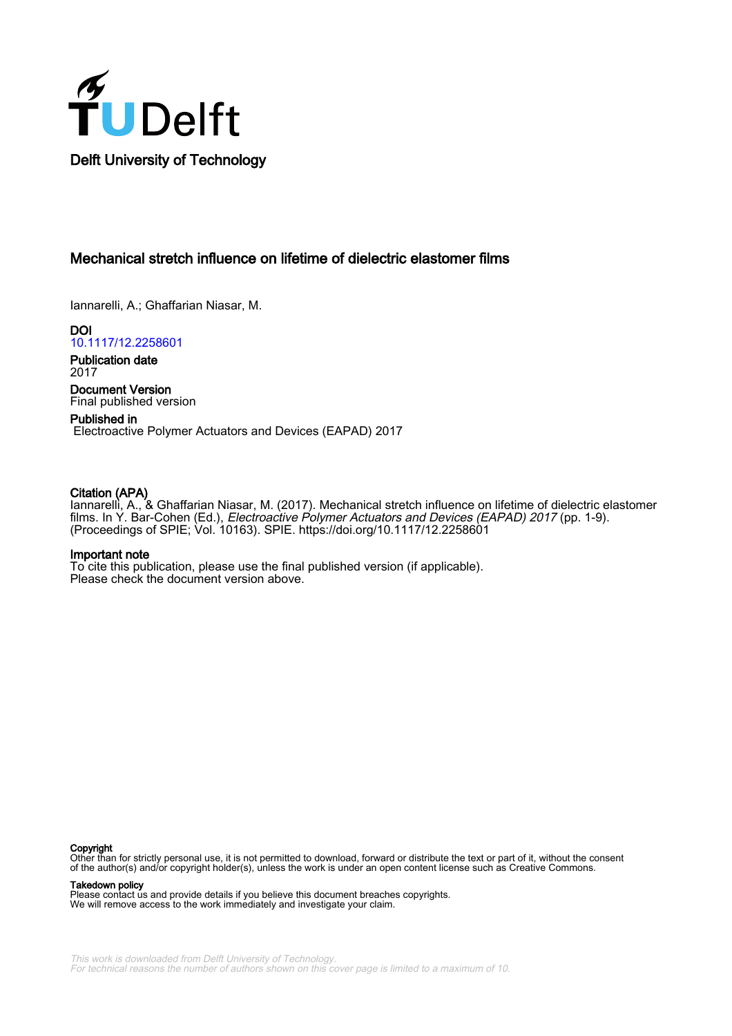Delft University of Technology

# Mechanical stretch influence on lifetime of dielectric elastomer films

Iannarelli, A.; Ghaffarian Niasar, M.

**DOI**
10.1117/12.2258601

**Publication date**
2017

**Document Version**
Final published version

**Published in**
Electroactive Polymer Actuators and Devices (EAPAD) 2017

**Citation (APA)**
Iannarelli, A., & Ghaffarian Niasar, M. (2017). Mechanical stretch influence on lifetime of dielectric elastomer films. In Y. Bar-Cohen (Ed.), *Electroactive Polymer Actuators and Devices (EAPAD) 2017* (pp. 1-9). (Proceedings of SPIE; Vol. 10163). SPIE. https://doi.org/10.1117/12.2258601

**Important note**
To cite this publication, please use the final published version (if applicable).
Please check the document version above.

**Copyright**
Other than for strictly personal use, it is not permitted to download, forward or distribute the text or part of it, without the consent of the author(s) and/or copyright holder(s), unless the work is under an open content license such as Creative Commons.

**Takedown policy**
Please contact us and provide details if you believe this document breaches copyrights.
We will remove access to the work immediately and investigate your claim.

*This work is downloaded from Delft University of Technology.*
*For technical reasons the number of authors shown on this cover page is limited to a maximum of 10.*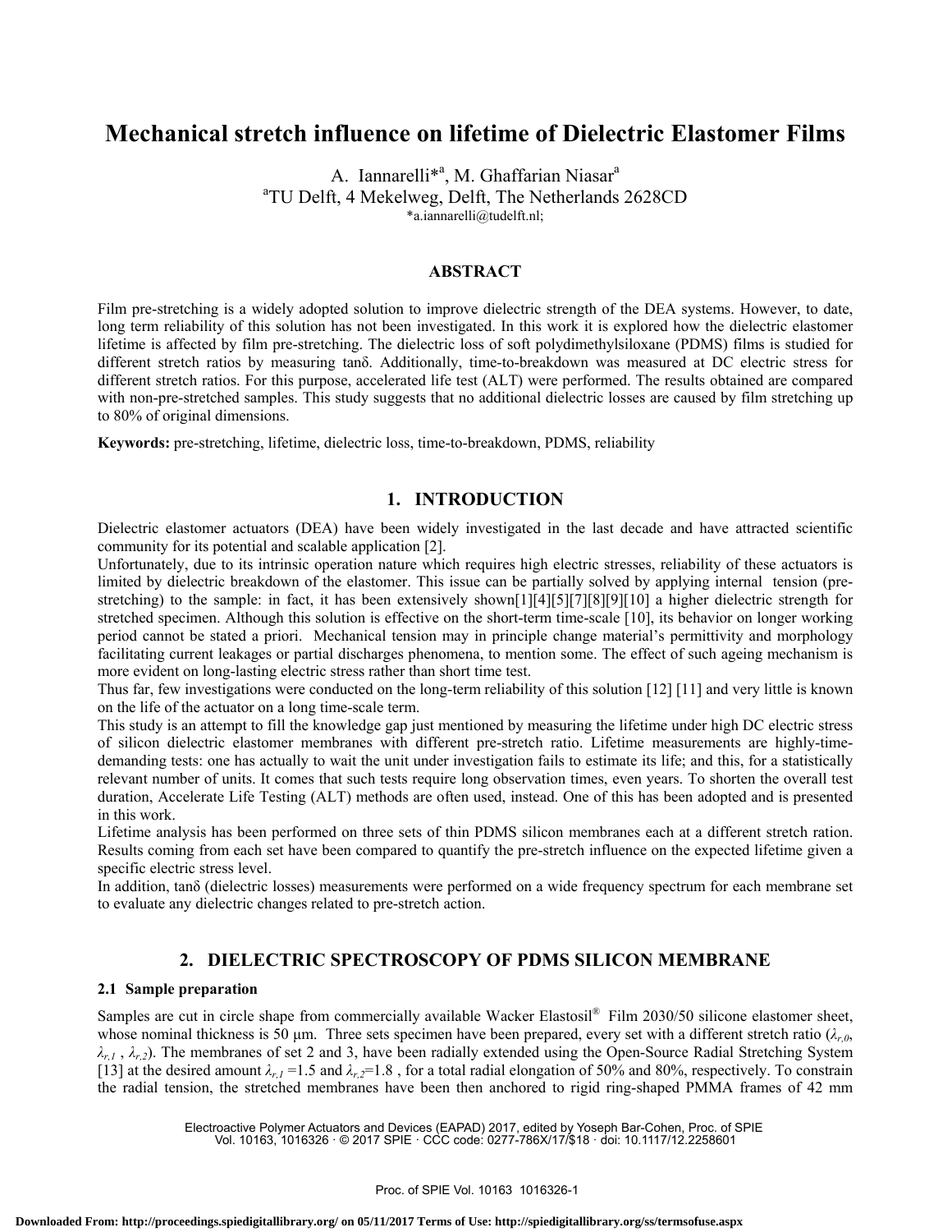# Mechanical stretch influence on lifetime of Dielectric Elastomer Films

A. Iannarelli*[a], M. Ghaffarian Niasar[a]

[a]TU Delft, 4 Mekelweg, Delft, The Netherlands 2628CD

*a.iannarelli@tudelft.nl;

## ABSTRACT

Film pre-stretching is a widely adopted solution to improve dielectric strength of the DEA systems. However, to date, long term reliability of this solution has not been investigated. In this work it is explored how the dielectric elastomer lifetime is affected by film pre-stretching. The dielectric loss of soft polydimethylsiloxane (PDMS) films is studied for different stretch ratios by measuring tanδ. Additionally, time-to-breakdown was measured at DC electric stress for different stretch ratios. For this purpose, accelerated life test (ALT) were performed. The results obtained are compared with non-pre-stretched samples. This study suggests that no additional dielectric losses are caused by film stretching up to 80% of original dimensions.

**Keywords:** pre-stretching, lifetime, dielectric loss, time-to-breakdown, PDMS, reliability

## 1. INTRODUCTION

Dielectric elastomer actuators (DEA) have been widely investigated in the last decade and have attracted scientific community for its potential and scalable application [2].

Unfortunately, due to its intrinsic operation nature which requires high electric stresses, reliability of these actuators is limited by dielectric breakdown of the elastomer. This issue can be partially solved by applying internal tension (pre-stretching) to the sample: in fact, it has been extensively shown[1][4][5][7][8][9][10] a higher dielectric strength for stretched specimen. Although this solution is effective on the short-term time-scale [10], its behavior on longer working period cannot be stated a priori. Mechanical tension may in principle change material's permittivity and morphology facilitating current leakages or partial discharges phenomena, to mention some. The effect of such ageing mechanism is more evident on long-lasting electric stress rather than short time test.

Thus far, few investigations were conducted on the long-term reliability of this solution [12] [11] and very little is known on the life of the actuator on a long time-scale term.

This study is an attempt to fill the knowledge gap just mentioned by measuring the lifetime under high DC electric stress of silicon dielectric elastomer membranes with different pre-stretch ratio. Lifetime measurements are highly-time-demanding tests: one has actually to wait the unit under investigation fails to estimate its life; and this, for a statistically relevant number of units. It comes that such tests require long observation times, even years. To shorten the overall test duration, Accelerate Life Testing (ALT) methods are often used, instead. One of this has been adopted and is presented in this work.

Lifetime analysis has been performed on three sets of thin PDMS silicon membranes each at a different stretch ration. Results coming from each set have been compared to quantify the pre-stretch influence on the expected lifetime given a specific electric stress level.

In addition, tanδ (dielectric losses) measurements were performed on a wide frequency spectrum for each membrane set to evaluate any dielectric changes related to pre-stretch action.

## 2. DIELECTRIC SPECTROSCOPY OF PDMS SILICON MEMBRANE

### 2.1 Sample preparation

Samples are cut in circle shape from commercially available Wacker Elastosil® Film 2030/50 silicone elastomer sheet, whose nominal thickness is 50 µm. Three sets specimen have been prepared, every set with a different stretch ratio ($\lambda_{r,0}$, $\lambda_{r,1}$, $\lambda_{r,2}$). The membranes of set 2 and 3, have been radially extended using the Open-Source Radial Stretching System [13] at the desired amount $\lambda_{r,1}$ =1.5 and $\lambda_{r,2}$=1.8 , for a total radial elongation of 50% and 80%, respectively. To constrain the radial tension, the stretched membranes have been then anchored to rigid ring-shaped PMMA frames of 42 mm

Electroactive Polymer Actuators and Devices (EAPAD) 2017, edited by Yoseph Bar-Cohen, Proc. of SPIE Vol. 10163, 1016326 · © 2017 SPIE · CCC code: 0277-786X/17/$18 · doi: 10.1117/12.2258601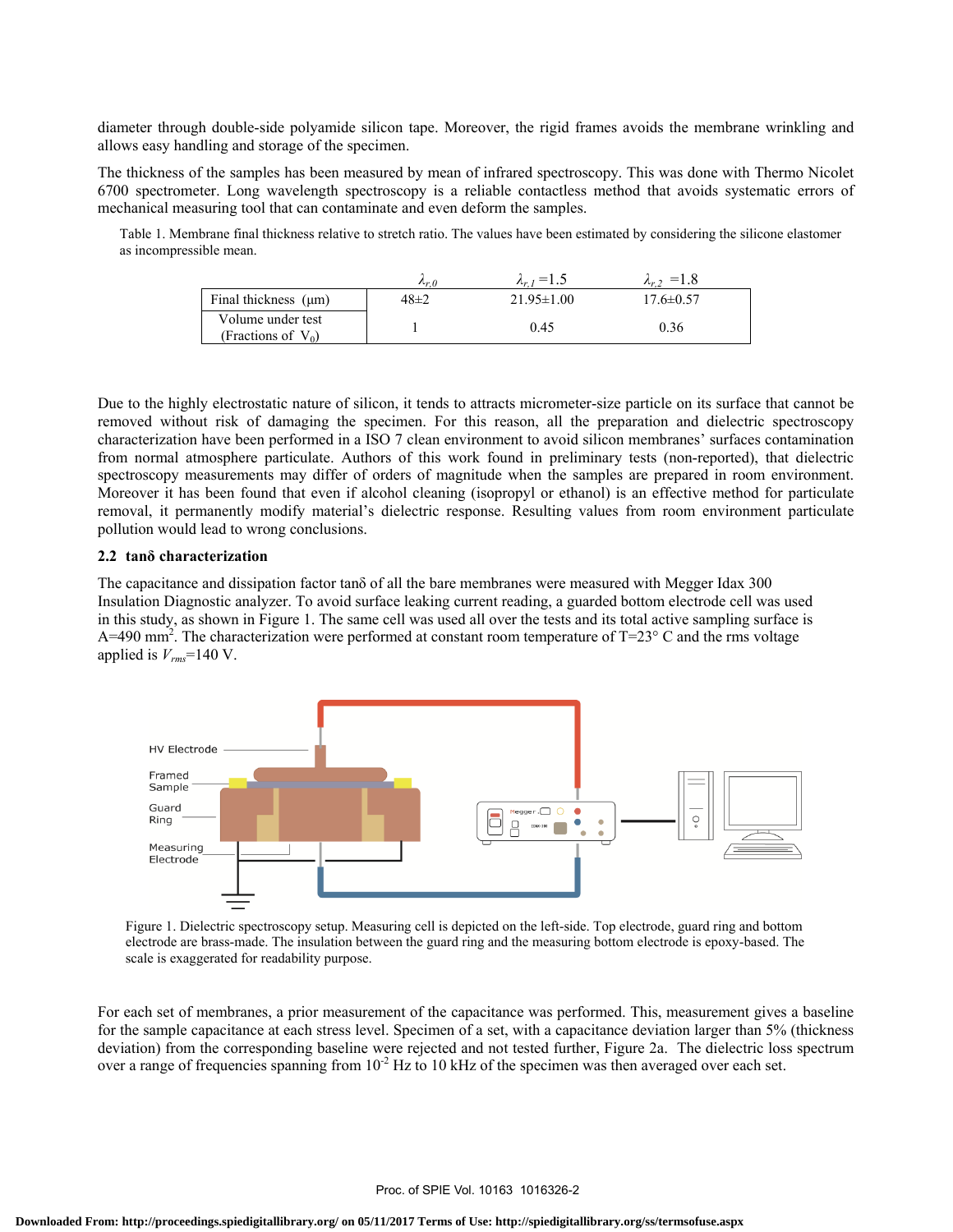diameter through double-side polyamide silicon tape. Moreover, the rigid frames avoids the membrane wrinkling and allows easy handling and storage of the specimen.

The thickness of the samples has been measured by mean of infrared spectroscopy. This was done with Thermo Nicolet 6700 spectrometer. Long wavelength spectroscopy is a reliable contactless method that avoids systematic errors of mechanical measuring tool that can contaminate and even deform the samples.

Table 1. Membrane final thickness relative to stretch ratio. The values have been estimated by considering the silicone elastomer as incompressible mean.

| | $\lambda_{r,0}$ | $\lambda_{r,1}$ =1.5 | $\lambda_{r,2}$ =1.8 |
|---|---|---|---|
| Final thickness (μm) | 48±2 | 21.95±1.00 | 17.6±0.57 |
| Volume under test (Fractions of $V_0$) | 1 | 0.45 | 0.36 |

Due to the highly electrostatic nature of silicon, it tends to attracts micrometer-size particle on its surface that cannot be removed without risk of damaging the specimen. For this reason, all the preparation and dielectric spectroscopy characterization have been performed in a ISO 7 clean environment to avoid silicon membranes' surfaces contamination from normal atmosphere particulate. Authors of this work found in preliminary tests (non-reported), that dielectric spectroscopy measurements may differ of orders of magnitude when the samples are prepared in room environment. Moreover it has been found that even if alcohol cleaning (isopropyl or ethanol) is an effective method for particulate removal, it permanently modify material's dielectric response. Resulting values from room environment particulate pollution would lead to wrong conclusions.

### 2.2 tanδ characterization

The capacitance and dissipation factor tanδ of all the bare membranes were measured with Megger Idax 300 Insulation Diagnostic analyzer. To avoid surface leaking current reading, a guarded bottom electrode cell was used in this study, as shown in Figure 1. The same cell was used all over the tests and its total active sampling surface is A=490 mm$^2$. The characterization were performed at constant room temperature of T=23° C and the rms voltage applied is $V_{rms}$=140 V.

Figure 1. Dielectric spectroscopy setup. Measuring cell is depicted on the left-side. Top electrode, guard ring and bottom electrode are brass-made. The insulation between the guard ring and the measuring bottom electrode is epoxy-based. The scale is exaggerated for readability purpose.

For each set of membranes, a prior measurement of the capacitance was performed. This, measurement gives a baseline for the sample capacitance at each stress level. Specimen of a set, with a capacitance deviation larger than 5% (thickness deviation) from the corresponding baseline were rejected and not tested further, Figure 2a. The dielectric loss spectrum over a range of frequencies spanning from $10^{-2}$ Hz to 10 kHz of the specimen was then averaged over each set.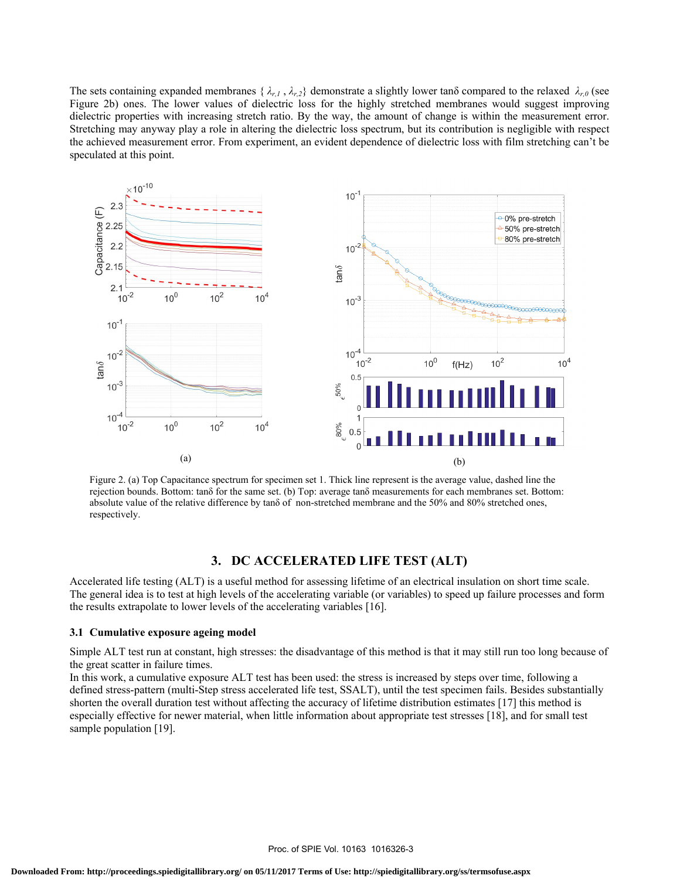The sets containing expanded membranes { $\lambda_{r,1}$ , $\lambda_{r,2}$} demonstrate a slightly lower tanδ compared to the relaxed $\lambda_{r,0}$ (see Figure 2b) ones. The lower values of dielectric loss for the highly stretched membranes would suggest improving dielectric properties with increasing stretch ratio. By the way, the amount of change is within the measurement error. Stretching may anyway play a role in altering the dielectric loss spectrum, but its contribution is negligible with respect the achieved measurement error. From experiment, an evident dependence of dielectric loss with film stretching can't be speculated at this point.

Figure 2. (a) Top Capacitance spectrum for specimen set 1. Thick line represent is the average value, dashed line the rejection bounds. Bottom: tanδ for the same set. (b) Top: average tanδ measurements for each membranes set. Bottom: absolute value of the relative difference by tanδ of non-stretched membrane and the 50% and 80% stretched ones, respectively.

## 3. DC ACCELERATED LIFE TEST (ALT)

Accelerated life testing (ALT) is a useful method for assessing lifetime of an electrical insulation on short time scale. The general idea is to test at high levels of the accelerating variable (or variables) to speed up failure processes and form the results extrapolate to lower levels of the accelerating variables [16].

### 3.1 Cumulative exposure ageing model

Simple ALT test run at constant, high stresses: the disadvantage of this method is that it may still run too long because of the great scatter in failure times.

In this work, a cumulative exposure ALT test has been used: the stress is increased by steps over time, following a defined stress-pattern (multi-Step stress accelerated life test, SSALT), until the test specimen fails. Besides substantially shorten the overall duration test without affecting the accuracy of lifetime distribution estimates [17] this method is especially effective for newer material, when little information about appropriate test stresses [18], and for small test sample population [19].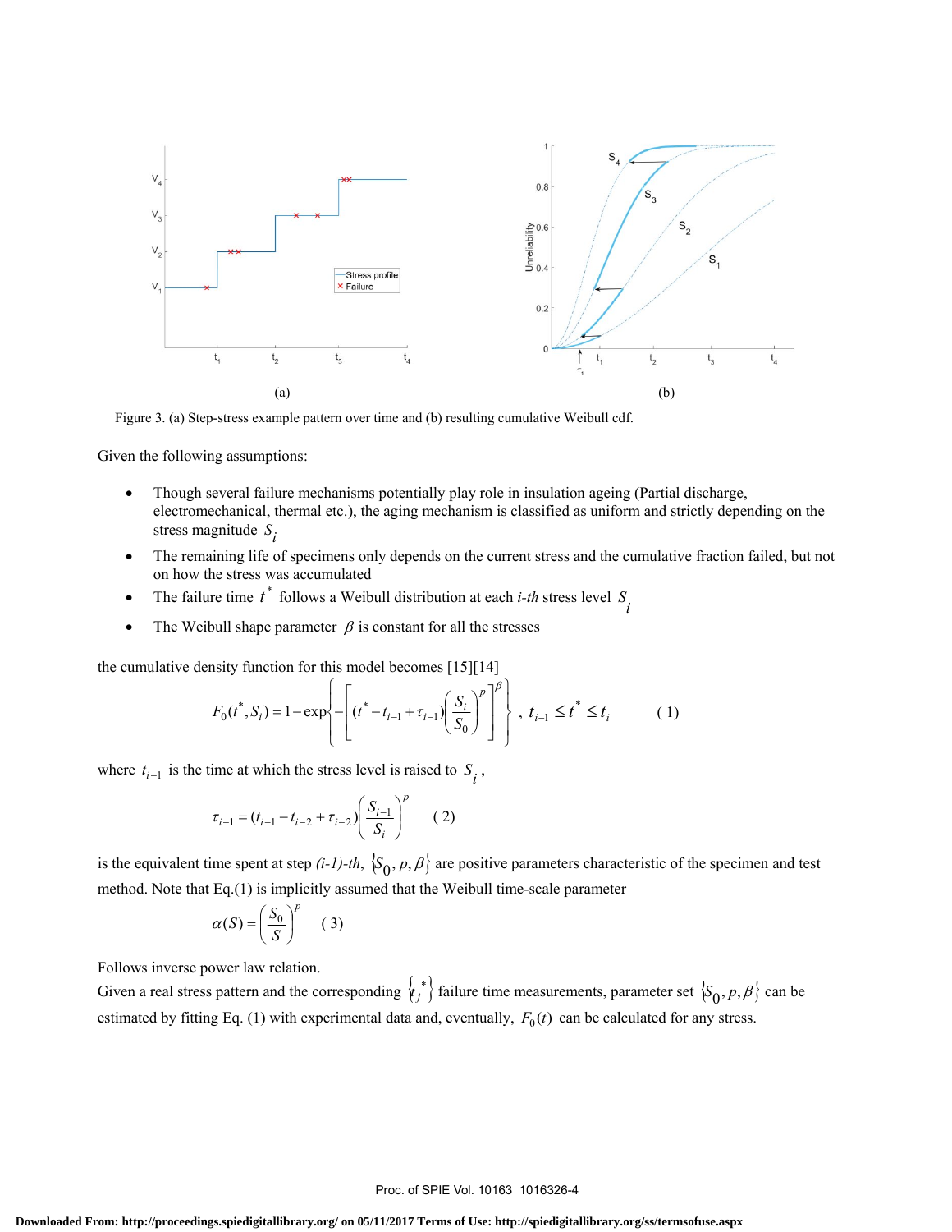Figure 3. (a) Step-stress example pattern over time and (b) resulting cumulative Weibull cdf.

Given the following assumptions:

- Though several failure mechanisms potentially play role in insulation ageing (Partial discharge, electromechanical, thermal etc.), the aging mechanism is classified as uniform and strictly depending on the stress magnitude $S_i$
- The remaining life of specimens only depends on the current stress and the cumulative fraction failed, but not on how the stress was accumulated
- The failure time $t^*$ follows a Weibull distribution at each *i-th* stress level $S_i$
- The Weibull shape parameter $\beta$ is constant for all the stresses

the cumulative density function for this model becomes [15][14]

$$F_0(t^*, S_i) = 1 - \exp\left\{-\left[(t^* - t_{i-1} + \tau_{i-1})\left(\frac{S_i}{S_0}\right)^p\right]^\beta\right\}, \; t_{i-1} \le t^* \le t_i \qquad (1)$$

where $t_{i-1}$ is the time at which the stress level is raised to $S_i$,

$$\tau_{i-1} = (t_{i-1} - t_{i-2} + \tau_{i-2})\left(\frac{S_{i-1}}{S_i}\right)^p \qquad (2)$$

is the equivalent time spent at step *(i-1)-th*, $\{S_0, p, \beta\}$ are positive parameters characteristic of the specimen and test method. Note that Eq.(1) is implicitly assumed that the Weibull time-scale parameter

$$\alpha(S) = \left(\frac{S_0}{S}\right)^p \qquad (3)$$

Follows inverse power law relation.

Given a real stress pattern and the corresponding $\{t_j^*\}$ failure time measurements, parameter set $\{S_0, p, \beta\}$ can be estimated by fitting Eq. (1) with experimental data and, eventually, $F_0(t)$ can be calculated for any stress.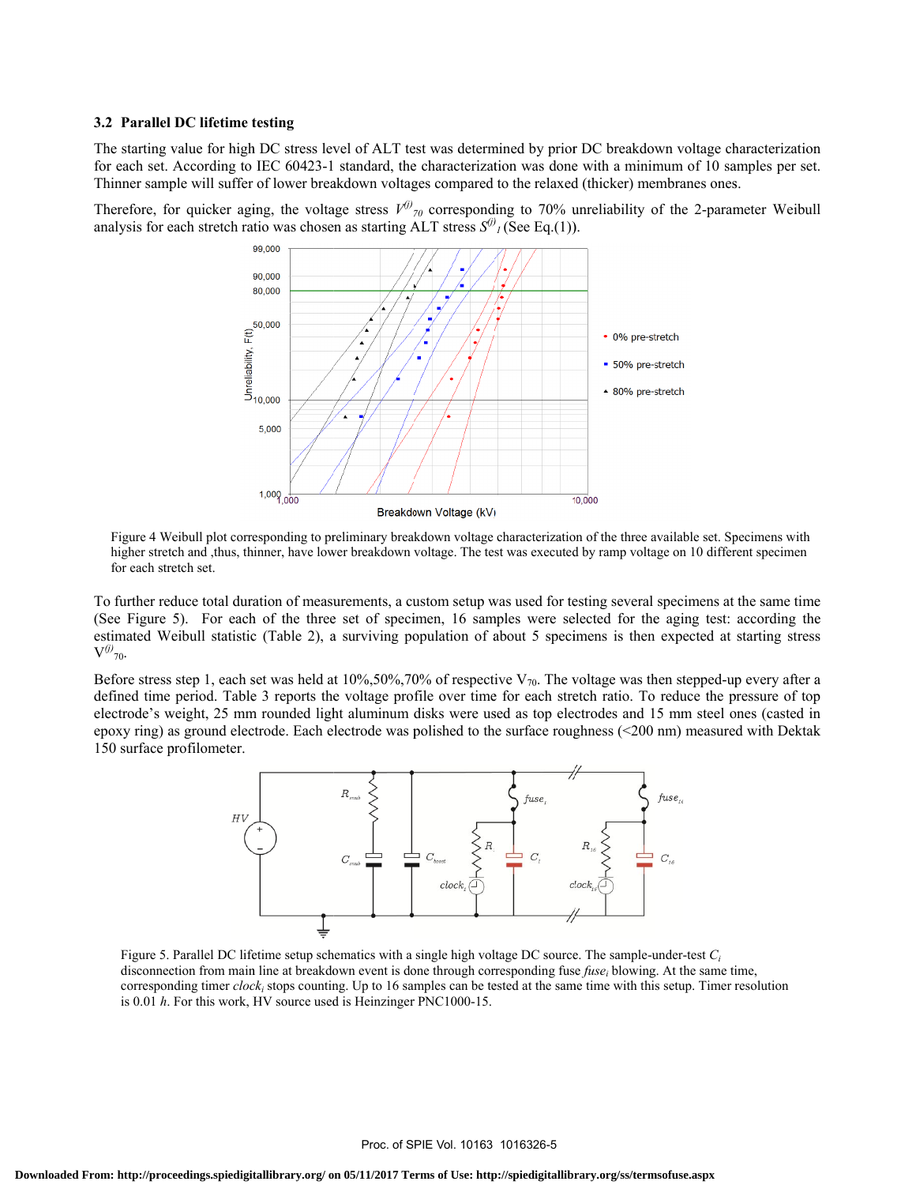### 3.2 Parallel DC lifetime testing

The starting value for high DC stress level of ALT test was determined by prior DC breakdown voltage characterization for each set. According to IEC 60423-1 standard, the characterization was done with a minimum of 10 samples per set. Thinner sample will suffer of lower breakdown voltages compared to the relaxed (thicker) membranes ones.

Therefore, for quicker aging, the voltage stress $V^{(j)}_{70}$ corresponding to 70% unreliability of the 2-parameter Weibull analysis for each stretch ratio was chosen as starting ALT stress $S^{(j)}_{1}$ (See Eq.(1)).

Figure 4 Weibull plot corresponding to preliminary breakdown voltage characterization of the three available set. Specimens with higher stretch and ,thus, thinner, have lower breakdown voltage. The test was executed by ramp voltage on 10 different specimen for each stretch set.

To further reduce total duration of measurements, a custom setup was used for testing several specimens at the same time (See Figure 5). For each of the three set of specimen, 16 samples were selected for the aging test: according the estimated Weibull statistic (Table 2), a surviving population of about 5 specimens is then expected at starting stress $V^{(j)}_{70}$.

Before stress step 1, each set was held at 10%,50%,70% of respective $V_{70}$. The voltage was then stepped-up every after a defined time period. Table 3 reports the voltage profile over time for each stretch ratio. To reduce the pressure of top electrode's weight, 25 mm rounded light aluminum disks were used as top electrodes and 15 mm steel ones (casted in epoxy ring) as ground electrode. Each electrode was polished to the surface roughness (<200 nm) measured with Dektak 150 surface profilometer.

Figure 5. Parallel DC lifetime setup schematics with a single high voltage DC source. The sample-under-test $C_i$ disconnection from main line at breakdown event is done through corresponding fuse $fuse_i$ blowing. At the same time, corresponding timer $clock_i$ stops counting. Up to 16 samples can be tested at the same time with this setup. Timer resolution is 0.01 *h*. For this work, HV source used is Heinzinger PNC1000-15.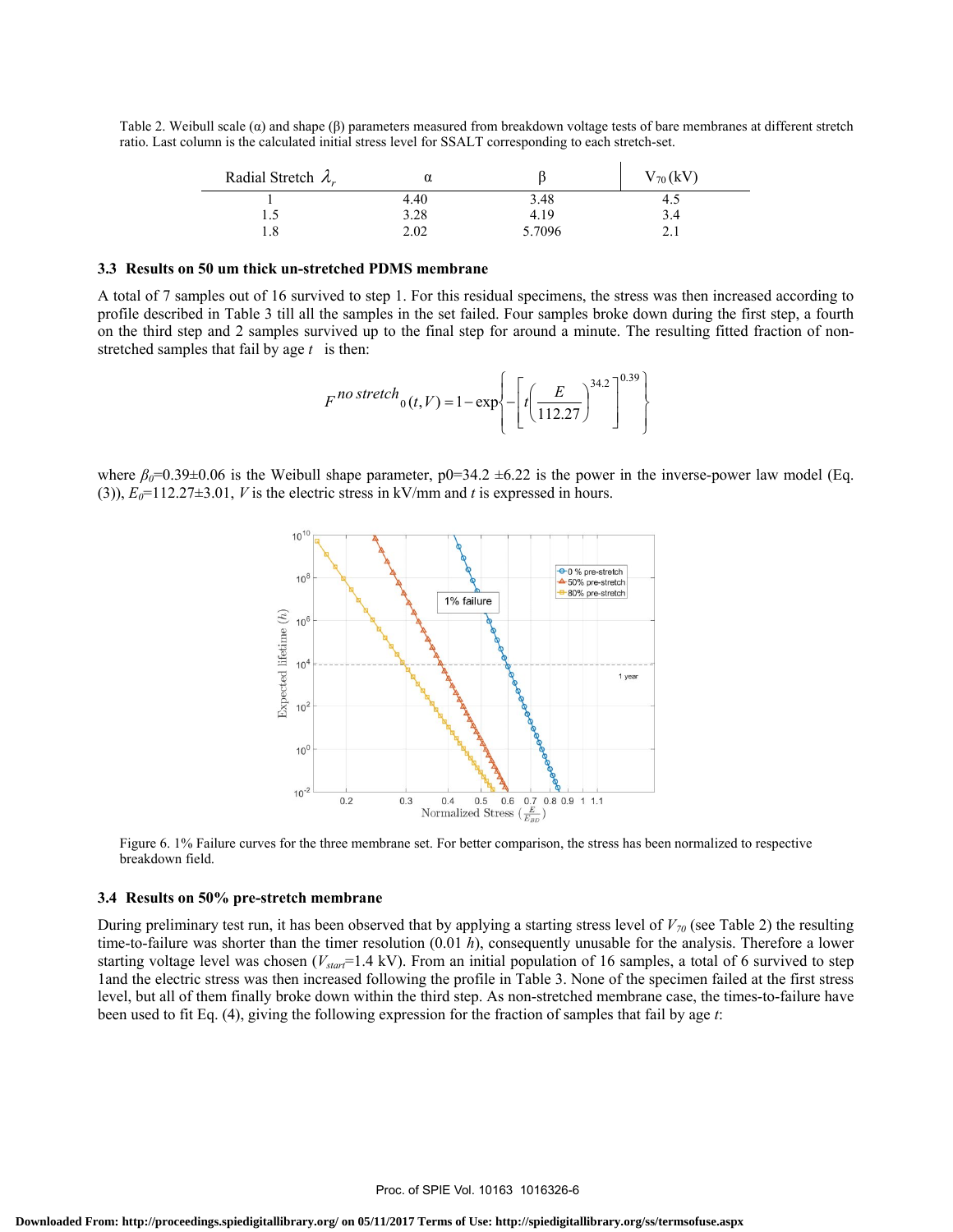Table 2. Weibull scale (α) and shape (β) parameters measured from breakdown voltage tests of bare membranes at different stretch ratio. Last column is the calculated initial stress level for SSALT corresponding to each stretch-set.

| Radial Stretch $\lambda_r$ | α | β | $V_{70}$ (kV) |
|---|---|---|---|
| 1 | 4.40 | 3.48 | 4.5 |
| 1.5 | 3.28 | 4.19 | 3.4 |
| 1.8 | 2.02 | 5.7096 | 2.1 |

### 3.3 Results on 50 um thick un-stretched PDMS membrane

A total of 7 samples out of 16 survived to step 1. For this residual specimens, the stress was then increased according to profile described in Table 3 till all the samples in the set failed. Four samples broke down during the first step, a fourth on the third step and 2 samples survived up to the final step for around a minute. The resulting fitted fraction of non-stretched samples that fail by age $t$ is then:

$$F^{no\ stretch}{}_0(t,V) = 1 - \exp\left\{ -\left[ t\left( \frac{E}{112.27} \right)^{34.2} \right]^{0.39} \right\}$$

where $\beta_0$=0.39±0.06 is the Weibull shape parameter, p0=34.2 ±6.22 is the power in the inverse-power law model (Eq. (3)), $E_0$=112.27±3.01, $V$ is the electric stress in kV/mm and $t$ is expressed in hours.

Figure 6. 1% Failure curves for the three membrane set. For better comparison, the stress has been normalized to respective breakdown field.

### 3.4 Results on 50% pre-stretch membrane

During preliminary test run, it has been observed that by applying a starting stress level of $V_{70}$ (see Table 2) the resulting time-to-failure was shorter than the timer resolution (0.01 $h$), consequently unusable for the analysis. Therefore a lower starting voltage level was chosen ($V_{start}$=1.4 kV). From an initial population of 16 samples, a total of 6 survived to step 1and the electric stress was then increased following the profile in Table 3. None of the specimen failed at the first stress level, but all of them finally broke down within the third step. As non-stretched membrane case, the times-to-failure have been used to fit Eq. (4), giving the following expression for the fraction of samples that fail by age $t$: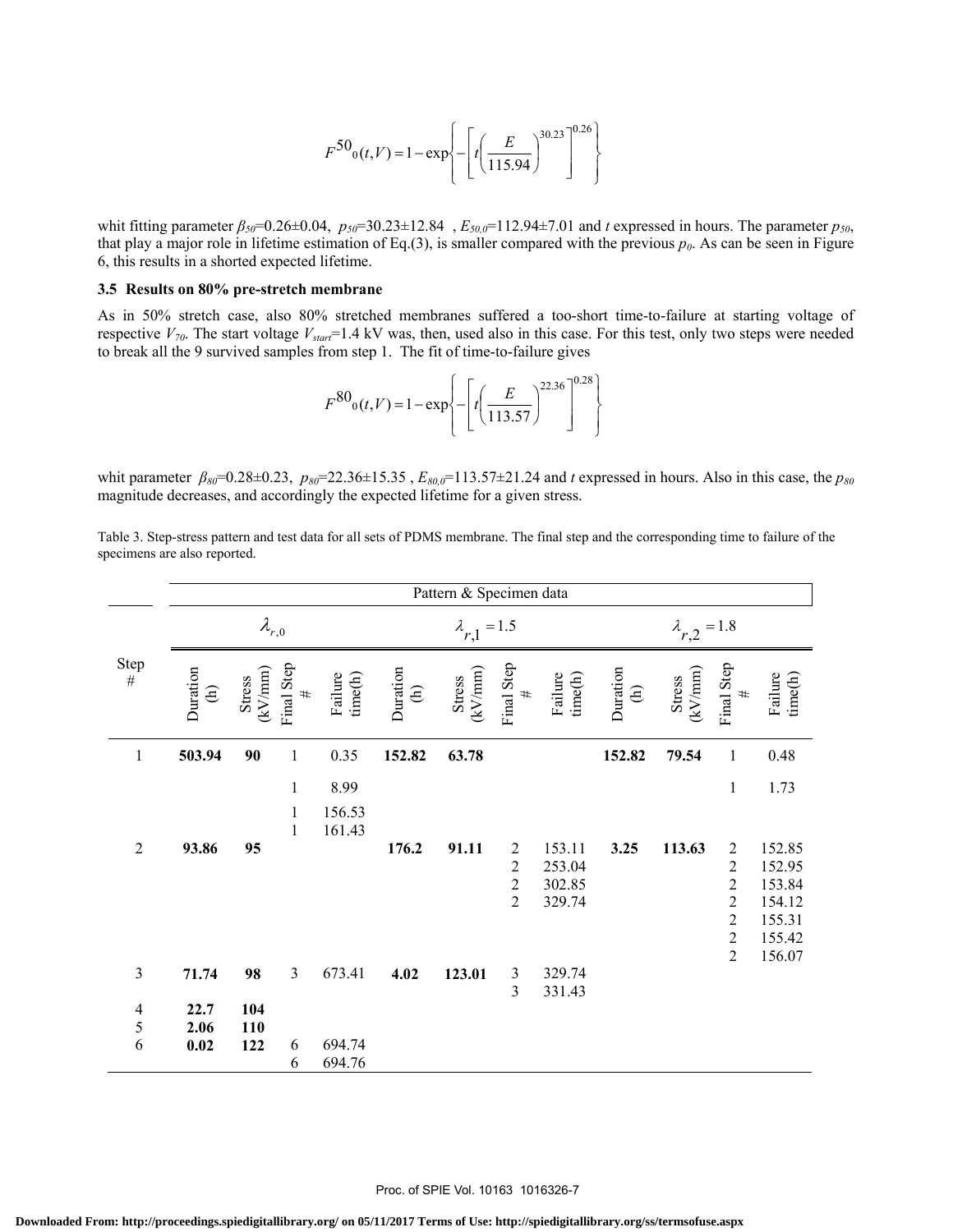$$F^{50}{}_0(t,V) = 1 - \exp\left\{ -\left[ t\left( \frac{E}{115.94} \right)^{30.23} \right]^{0.26} \right\}$$

whit fitting parameter $\beta_{50}$=0.26±0.04, $p_{50}$=30.23±12.84 , $E_{50,0}$=112.94±7.01 and $t$ expressed in hours. The parameter $p_{50}$, that play a major role in lifetime estimation of Eq.(3), is smaller compared with the previous $p_0$. As can be seen in Figure 6, this results in a shorted expected lifetime.

### 3.5 Results on 80% pre-stretch membrane

As in 50% stretch case, also 80% stretched membranes suffered a too-short time-to-failure at starting voltage of respective $V_{70}$. The start voltage $V_{start}$=1.4 kV was, then, used also in this case. For this test, only two steps were needed to break all the 9 survived samples from step 1. The fit of time-to-failure gives

$$F^{80}{}_0(t,V) = 1 - \exp\left\{ -\left[ t\left( \frac{E}{113.57} \right)^{22.36} \right]^{0.28} \right\}$$

whit parameter $\beta_{80}$=0.28±0.23, $p_{80}$=22.36±15.35 , $E_{80,0}$=113.57±21.24 and $t$ expressed in hours. Also in this case, the $p_{80}$ magnitude decreases, and accordingly the expected lifetime for a given stress.

Table 3. Step-stress pattern and test data for all sets of PDMS membrane. The final step and the corresponding time to failure of the specimens are also reported.

| | Pattern & Specimen data | | | | | | | | | | | |
|---|---|---|---|---|---|---|---|---|---|---|---|---|
| | $\lambda_{r,0}$ | | | | $\lambda_{r,1}=1.5$ | | | | $\lambda_{r,2}=1.8$ | | | |
| Step # | Duration (h) | Stress (kV/mm) | Final Step # | Failure time(h) | Duration (h) | Stress (kV/mm) | Final Step # | Failure time(h) | Duration (h) | Stress (kV/mm) | Final Step # | Failure time(h) |
| 1 | **503.94** | **90** | 1 | 0.35 | **152.82** | **63.78** | | | **152.82** | **79.54** | 1 | 0.48 |
| | | | 1 | 8.99 | | | | | | | 1 | 1.73 |
| | | | 1 | 156.53 | | | | | | | | |
| | | | 1 | 161.43 | | | | | | | | |
| 2 | **93.86** | **95** | | | **176.2** | **91.11** | 2 | 153.11 | **3.25** | **113.63** | 2 | 152.85 |
| | | | | | | | 2 | 253.04 | | | 2 | 152.95 |
| | | | | | | | 2 | 302.85 | | | 2 | 153.84 |
| | | | | | | | 2 | 329.74 | | | 2 | 154.12 |
| | | | | | | | | | | | 2 | 155.31 |
| | | | | | | | | | | | 2 | 155.42 |
| | | | | | | | | | | | 2 | 156.07 |
| 3 | **71.74** | **98** | 3 | 673.41 | **4.02** | **123.01** | 3 | 329.74 | | | | |
| | | | | | | | 3 | 331.43 | | | | |
| 4 | **22.7** | **104** | | | | | | | | | | |
| 5 | **2.06** | **110** | | | | | | | | | | |
| 6 | **0.02** | **122** | 6 | 694.74 | | | | | | | | |
| | | | 6 | 694.76 | | | | | | | | |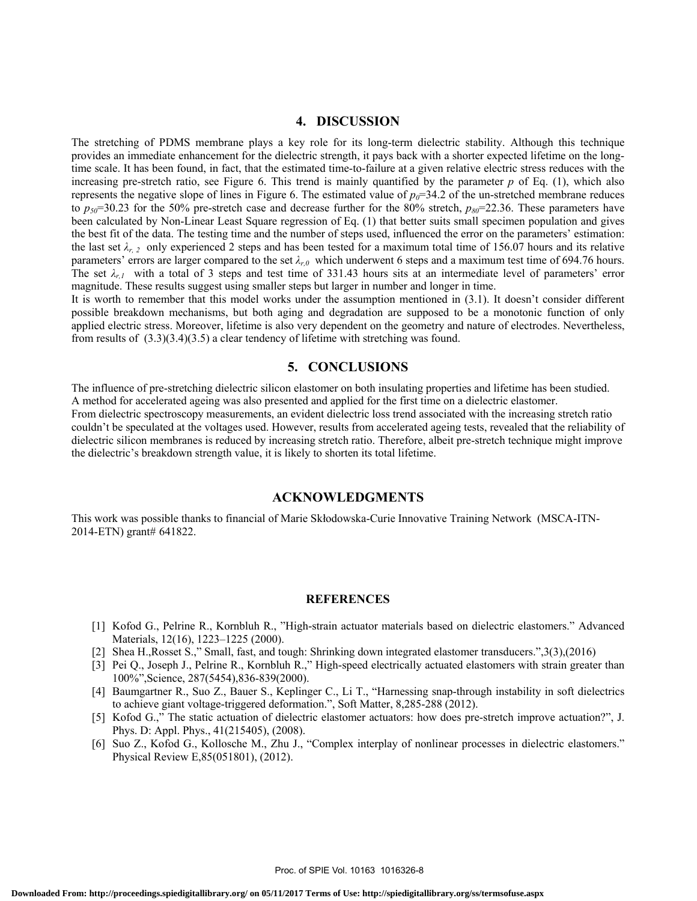## 4. DISCUSSION

The stretching of PDMS membrane plays a key role for its long-term dielectric stability. Although this technique provides an immediate enhancement for the dielectric strength, it pays back with a shorter expected lifetime on the long-time scale. It has been found, in fact, that the estimated time-to-failure at a given relative electric stress reduces with the increasing pre-stretch ratio, see Figure 6. This trend is mainly quantified by the parameter $p$ of Eq. (1), which also represents the negative slope of lines in Figure 6. The estimated value of $p_0$=34.2 of the un-stretched membrane reduces to $p_{50}$=30.23 for the 50% pre-stretch case and decrease further for the 80% stretch, $p_{80}$=22.36. These parameters have been calculated by Non-Linear Least Square regression of Eq. (1) that better suits small specimen population and gives the best fit of the data. The testing time and the number of steps used, influenced the error on the parameters' estimation: the last set $\lambda_{r,2}$ only experienced 2 steps and has been tested for a maximum total time of 156.07 hours and its relative parameters' errors are larger compared to the set $\lambda_{r,0}$ which underwent 6 steps and a maximum test time of 694.76 hours. The set $\lambda_{r,1}$ with a total of 3 steps and test time of 331.43 hours sits at an intermediate level of parameters' error magnitude. These results suggest using smaller steps but larger in number and longer in time.

It is worth to remember that this model works under the assumption mentioned in (3.1). It doesn't consider different possible breakdown mechanisms, but both aging and degradation are supposed to be a monotonic function of only applied electric stress. Moreover, lifetime is also very dependent on the geometry and nature of electrodes. Nevertheless, from results of (3.3)(3.4)(3.5) a clear tendency of lifetime with stretching was found.

## 5. CONCLUSIONS

The influence of pre-stretching dielectric silicon elastomer on both insulating properties and lifetime has been studied. A method for accelerated ageing was also presented and applied for the first time on a dielectric elastomer.

From dielectric spectroscopy measurements, an evident dielectric loss trend associated with the increasing stretch ratio couldn't be speculated at the voltages used. However, results from accelerated ageing tests, revealed that the reliability of dielectric silicon membranes is reduced by increasing stretch ratio. Therefore, albeit pre-stretch technique might improve the dielectric's breakdown strength value, it is likely to shorten its total lifetime.

## ACKNOWLEDGMENTS

This work was possible thanks to financial of Marie Skłodowska-Curie Innovative Training Network (MSCA-ITN-2014-ETN) grant# 641822.

## REFERENCES

[1] Kofod G., Pelrine R., Kornbluh R., "High-strain actuator materials based on dielectric elastomers." Advanced Materials, 12(16), 1223–1225 (2000).

[2] Shea H.,Rosset S.," Small, fast, and tough: Shrinking down integrated elastomer transducers.",3(3),(2016)

[3] Pei Q., Joseph J., Pelrine R., Kornbluh R.," High-speed electrically actuated elastomers with strain greater than 100%",Science, 287(5454),836-839(2000).

[4] Baumgartner R., Suo Z., Bauer S., Keplinger C., Li T., "Harnessing snap-through instability in soft dielectrics to achieve giant voltage-triggered deformation.", Soft Matter, 8,285-288 (2012).

[5] Kofod G.," The static actuation of dielectric elastomer actuators: how does pre-stretch improve actuation?", J. Phys. D: Appl. Phys., 41(215405), (2008).

[6] Suo Z., Kofod G., Kollosche M., Zhu J., "Complex interplay of nonlinear processes in dielectric elastomers." Physical Review E,85(051801), (2012).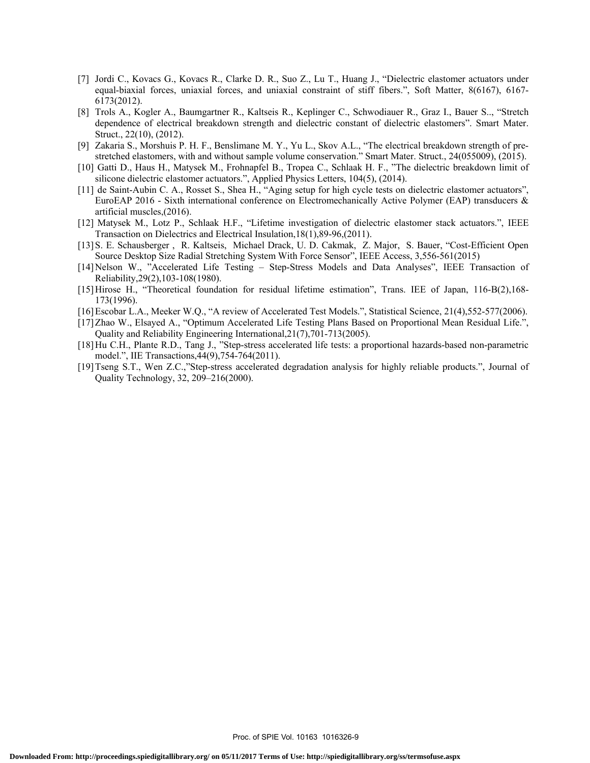[7] Jordi C., Kovacs G., Kovacs R., Clarke D. R., Suo Z., Lu T., Huang J., "Dielectric elastomer actuators under equal-biaxial forces, uniaxial forces, and uniaxial constraint of stiff fibers.", Soft Matter, 8(6167), 6167-6173(2012).

[8] Trols A., Kogler A., Baumgartner R., Kaltseis R., Keplinger C., Schwodiauer R., Graz I., Bauer S.., "Stretch dependence of electrical breakdown strength and dielectric constant of dielectric elastomers". Smart Mater. Struct., 22(10), (2012).

[9] Zakaria S., Morshuis P. H. F., Benslimane M. Y., Yu L., Skov A.L., "The electrical breakdown strength of pre-stretched elastomers, with and without sample volume conservation." Smart Mater. Struct., 24(055009), (2015).

[10] Gatti D., Haus H., Matysek M., Frohnapfel B., Tropea C., Schlaak H. F., "The dielectric breakdown limit of silicone dielectric elastomer actuators.", Applied Physics Letters, 104(5), (2014).

[11] de Saint-Aubin C. A., Rosset S., Shea H., "Aging setup for high cycle tests on dielectric elastomer actuators", EuroEAP 2016 - Sixth international conference on Electromechanically Active Polymer (EAP) transducers & artificial muscles,(2016).

[12] Matysek M., Lotz P., Schlaak H.F., "Lifetime investigation of dielectric elastomer stack actuators.", IEEE Transaction on Dielectrics and Electrical Insulation,18(1),89-96,(2011).

[13] S. E. Schausberger , R. Kaltseis, Michael Drack, U. D. Cakmak, Z. Major, S. Bauer, "Cost-Efficient Open Source Desktop Size Radial Stretching System With Force Sensor", IEEE Access, 3,556-561(2015)

[14] Nelson W., "Accelerated Life Testing – Step-Stress Models and Data Analyses", IEEE Transaction of Reliability,29(2),103-108(1980).

[15] Hirose H., "Theoretical foundation for residual lifetime estimation", Trans. IEE of Japan, 116-B(2),168-173(1996).

[16] Escobar L.A., Meeker W.Q., "A review of Accelerated Test Models.", Statistical Science, 21(4),552-577(2006).

[17] Zhao W., Elsayed A., "Optimum Accelerated Life Testing Plans Based on Proportional Mean Residual Life.", Quality and Reliability Engineering International,21(7),701-713(2005).

[18] Hu C.H., Plante R.D., Tang J., "Step-stress accelerated life tests: a proportional hazards-based non-parametric model.", IIE Transactions,44(9),754-764(2011).

[19] Tseng S.T., Wen Z.C.,"Step-stress accelerated degradation analysis for highly reliable products.", Journal of Quality Technology, 32, 209–216(2000).